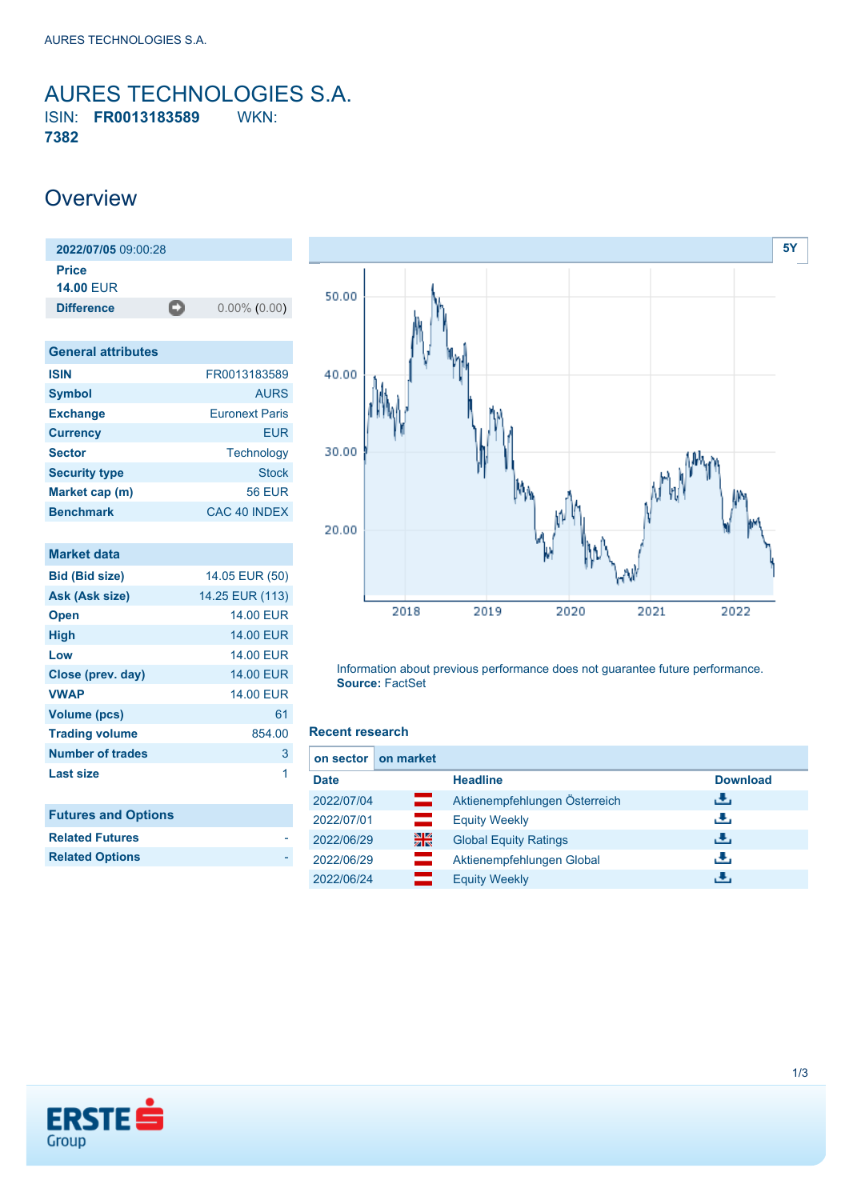# AURES TECHNOLOGIES S.A.

ISIN: **FR0013183589** WKN: **7382**

## Overview

| **2022/07/05** 09:00:28 | |
|---|---|
| **Price** | **14.00** EUR |
| **Difference** | 0.00% (0.00) |

| General attributes | |
|---|---|
| **ISIN** | FR0013183589 |
| **Symbol** | AURS |
| **Exchange** | Euronext Paris |
| **Currency** | EUR |
| **Sector** | Technology |
| **Security type** | Stock |
| **Market cap (m)** | 56 EUR |
| **Benchmark** | CAC 40 INDEX |

| Market data | |
|---|---|
| **Bid (Bid size)** | 14.05 EUR (50) |
| **Ask (Ask size)** | 14.25 EUR (113) |
| **Open** | 14.00 EUR |
| **High** | 14.00 EUR |
| **Low** | 14.00 EUR |
| **Close (prev. day)** | 14.00 EUR |
| **VWAP** | 14.00 EUR |
| **Volume (pcs)** | 61 |
| **Trading volume** | 854.00 |
| **Number of trades** | 3 |
| **Last size** | 1 |

| Futures and Options | |
|---|---|
| **Related Futures** | - |
| **Related Options** | - |

5Y

Information about previous performance does not guarantee future performance.
**Source:** FactSet

### Recent research

on sector | on market

| Date | | Headline | Download |
|---|---|---|---|
| 2022/07/04 | | Aktienempfehlungen Österreich | |
| 2022/07/01 | | Equity Weekly | |
| 2022/06/29 | | Global Equity Ratings | |
| 2022/06/29 | | Aktienempfehlungen Global | |
| 2022/06/24 | | Equity Weekly | |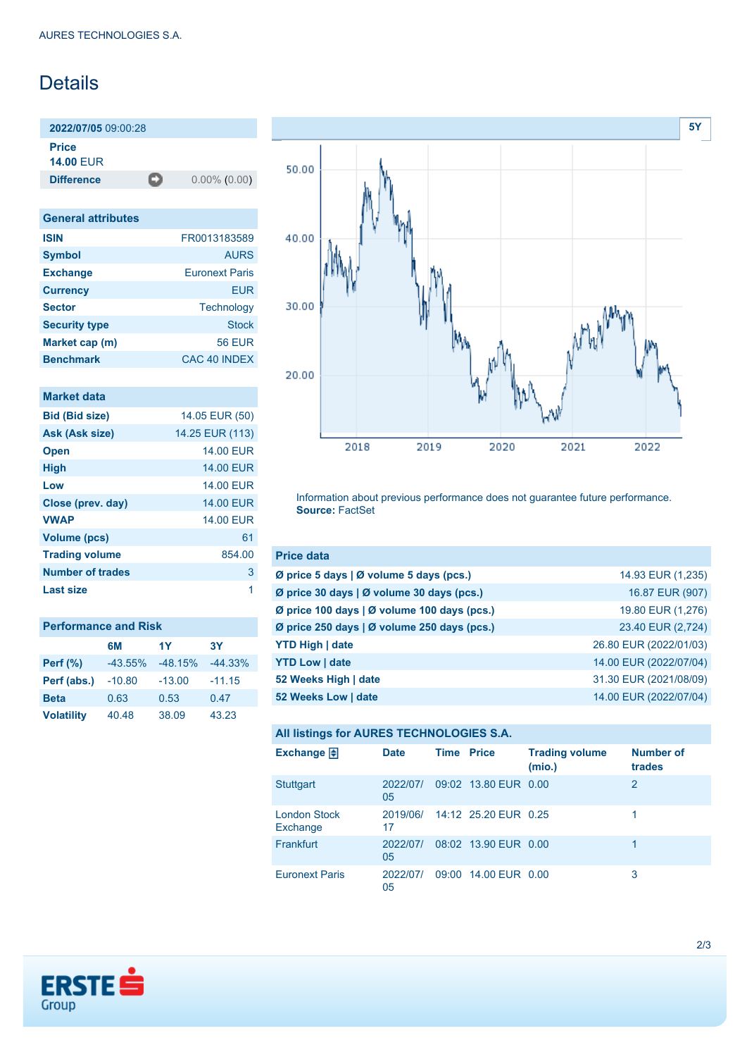AURES TECHNOLOGIES S.A.

# Details

**2022/07/05** 09:00:28

**Price**
**14.00** EUR

| **Difference** | 0.00% (0.00) |
|---|---|

| General attributes | |
|---|---|
| **ISIN** | FR0013183589 |
| **Symbol** | AURS |
| **Exchange** | Euronext Paris |
| **Currency** | EUR |
| **Sector** | Technology |
| **Security type** | Stock |
| **Market cap (m)** | 56 EUR |
| **Benchmark** | CAC 40 INDEX |

| Market data | |
|---|---|
| **Bid (Bid size)** | 14.05 EUR (50) |
| **Ask (Ask size)** | 14.25 EUR (113) |
| **Open** | 14.00 EUR |
| **High** | 14.00 EUR |
| **Low** | 14.00 EUR |
| **Close (prev. day)** | 14.00 EUR |
| **VWAP** | 14.00 EUR |
| **Volume (pcs)** | 61 |
| **Trading volume** | 854.00 |
| **Number of trades** | 3 |
| **Last size** | 1 |

| Performance and Risk | 6M | 1Y | 3Y |
|---|---|---|---|
| **Perf (%)** | -43.55% | -48.15% | -44.33% |
| **Perf (abs.)** | -10.80 | -13.00 | -11.15 |
| **Beta** | 0.63 | 0.53 | 0.47 |
| **Volatility** | 40.48 | 38.09 | 43.23 |

Information about previous performance does not guarantee future performance.
**Source:** FactSet

| Price data | |
|---|---|
| **Ø price 5 days \| Ø volume 5 days (pcs.)** | 14.93 EUR (1,235) |
| **Ø price 30 days \| Ø volume 30 days (pcs.)** | 16.87 EUR (907) |
| **Ø price 100 days \| Ø volume 100 days (pcs.)** | 19.80 EUR (1,276) |
| **Ø price 250 days \| Ø volume 250 days (pcs.)** | 23.40 EUR (2,724) |
| **YTD High \| date** | 26.80 EUR (2022/01/03) |
| **YTD Low \| date** | 14.00 EUR (2022/07/04) |
| **52 Weeks High \| date** | 31.30 EUR (2021/08/09) |
| **52 Weeks Low \| date** | 14.00 EUR (2022/07/04) |

**All listings for AURES TECHNOLOGIES S.A.**

| Exchange | Date | Time | Price | Trading volume (mio.) | Number of trades |
|---|---|---|---|---|---|
| Stuttgart | 2022/07/05 | 09:02 | 13.80 EUR | 0.00 | 2 |
| London Stock Exchange | 2019/06/17 | 14:12 | 25.20 EUR | 0.25 | 1 |
| Frankfurt | 2022/07/05 | 08:02 | 13.90 EUR | 0.00 | 1 |
| Euronext Paris | 2022/07/05 | 09:00 | 14.00 EUR | 0.00 | 3 |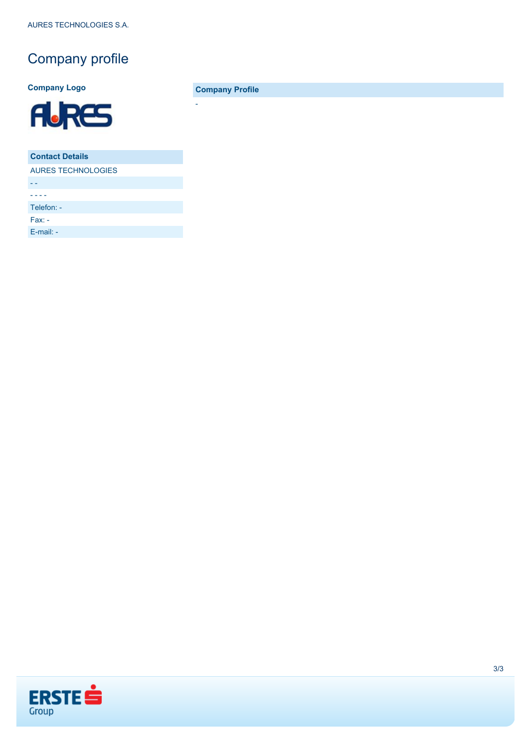# Company profile

**Company Logo**

**Contact Details**

AURES TECHNOLOGIES

- -

- - - -

Telefon: -

Fax: -

E-mail: -

**Company Profile**

-